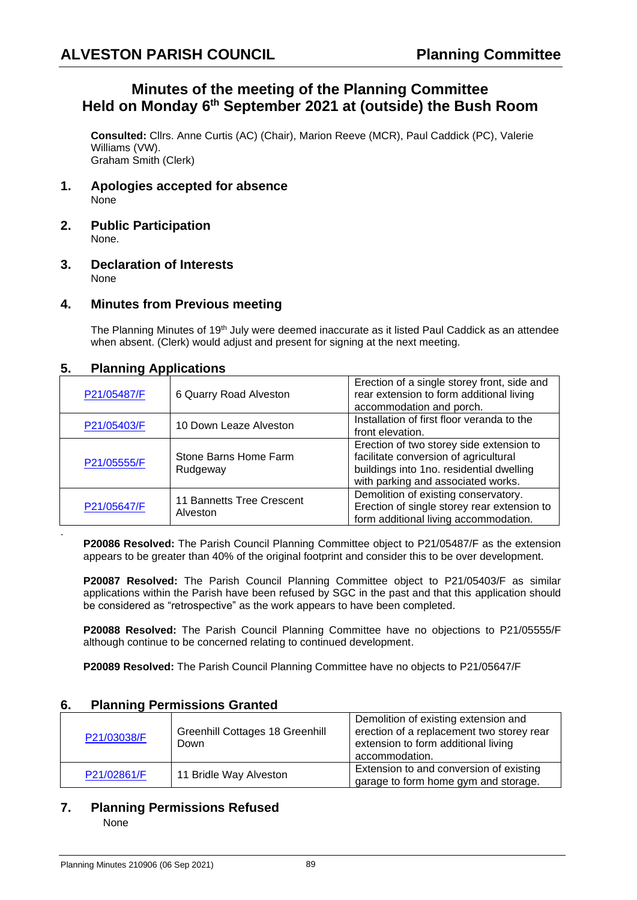# Minutes of the meeting of the Planning Committee Held on Monday 6th September 2021 at (outside) the Bush Room

**Consulted:** Cllrs. Anne Curtis (AC) (Chair), Marion Reeve (MCR), Paul Caddick (PC), Valerie Williams (VW).
Graham Smith (Clerk)

## 1. Apologies accepted for absence

None

## 2. Public Participation

None.

## 3. Declaration of Interests

None

## 4. Minutes from Previous meeting

The Planning Minutes of 19th July were deemed inaccurate as it listed Paul Caddick as an attendee when absent. (Clerk) would adjust and present for signing at the next meeting.

## 5. Planning Applications

| | | |
|---|---|---|
| P21/05487/F | 6 Quarry Road Alveston | Erection of a single storey front, side and rear extension to form additional living accommodation and porch. |
| P21/05403/F | 10 Down Leaze Alveston | Installation of first floor veranda to the front elevation. |
| P21/05555/F | Stone Barns Home Farm Rudgeway | Erection of two storey side extension to facilitate conversion of agricultural buildings into 1no. residential dwelling with parking and associated works. |
| P21/05647/F | 11 Bannetts Tree Crescent Alveston | Demolition of existing conservatory. Erection of single storey rear extension to form additional living accommodation. |

**P20086 Resolved:** The Parish Council Planning Committee object to P21/05487/F as the extension appears to be greater than 40% of the original footprint and consider this to be over development.

**P20087 Resolved:** The Parish Council Planning Committee object to P21/05403/F as similar applications within the Parish have been refused by SGC in the past and that this application should be considered as "retrospective" as the work appears to have been completed.

**P20088 Resolved:** The Parish Council Planning Committee have no objections to P21/05555/F although continue to be concerned relating to continued development.

**P20089 Resolved:** The Parish Council Planning Committee have no objects to P21/05647/F

## 6. Planning Permissions Granted

| | | |
|---|---|---|
| P21/03038/F | Greenhill Cottages 18 Greenhill Down | Demolition of existing extension and erection of a replacement two storey rear extension to form additional living accommodation. |
| P21/02861/F | 11 Bridle Way Alveston | Extension to and conversion of existing garage to form home gym and storage. |

## 7. Planning Permissions Refused

None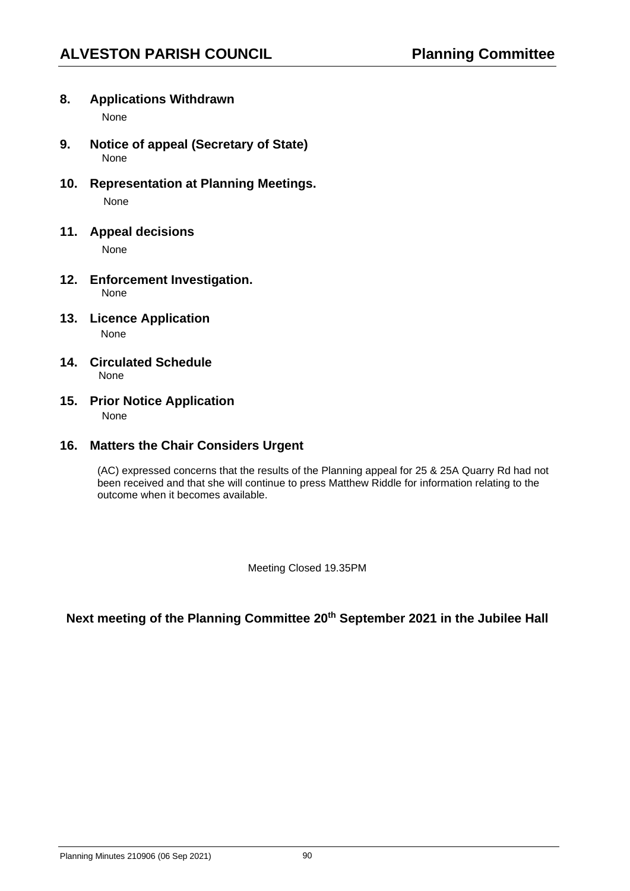## 8. Applications Withdrawn

None

## 9. Notice of appeal (Secretary of State)

None

## 10. Representation at Planning Meetings.

None

## 11. Appeal decisions

None

## 12. Enforcement Investigation.

None

## 13. Licence Application

None

## 14. Circulated Schedule

None

## 15. Prior Notice Application

None

## 16. Matters the Chair Considers Urgent

(AC) expressed concerns that the results of the Planning appeal for 25 & 25A Quarry Rd had not been received and that she will continue to press Matthew Riddle for information relating to the outcome when it becomes available.

Meeting Closed 19.35PM

**Next meeting of the Planning Committee 20th September 2021 in the Jubilee Hall**